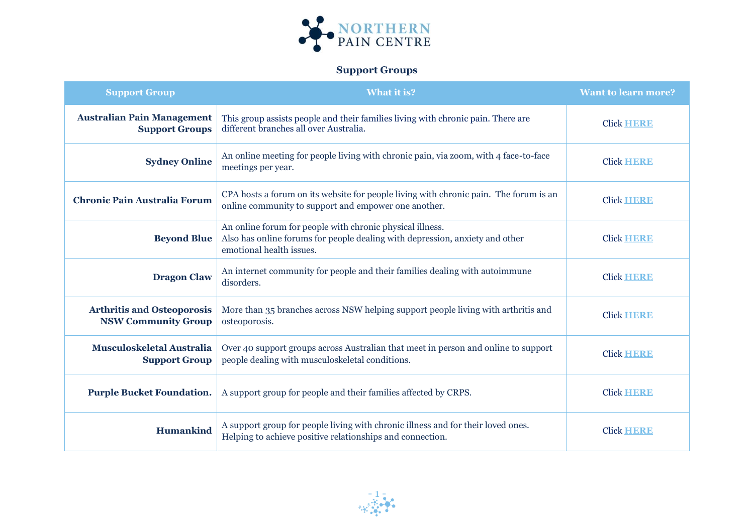NORTHERN PAIN CENTRE

## Support Groups

| Support Group | What it is? | Want to learn more? |
|---|---|---|
| **Australian Pain Management Support Groups** | This group assists people and their families living with chronic pain. There are different branches all over Australia. | Click **HERE** |
| **Sydney Online** | An online meeting for people living with chronic pain, via zoom, with 4 face-to-face meetings per year. | Click **HERE** |
| **Chronic Pain Australia Forum** | CPA hosts a forum on its website for people living with chronic pain. The forum is an online community to support and empower one another. | Click **HERE** |
| **Beyond Blue** | An online forum for people with chronic physical illness. Also has online forums for people dealing with depression, anxiety and other emotional health issues. | Click **HERE** |
| **Dragon Claw** | An internet community for people and their families dealing with autoimmune disorders. | Click **HERE** |
| **Arthritis and Osteoporosis NSW Community Group** | More than 35 branches across NSW helping support people living with arthritis and osteoporosis. | Click **HERE** |
| **Musculoskeletal Australia Support Group** | Over 40 support groups across Australian that meet in person and online to support people dealing with musculoskeletal conditions. | Click **HERE** |
| **Purple Bucket Foundation.** | A support group for people and their families affected by CRPS. | Click **HERE** |
| **Humankind** | A support group for people living with chronic illness and for their loved ones. Helping to achieve positive relationships and connection. | Click **HERE** |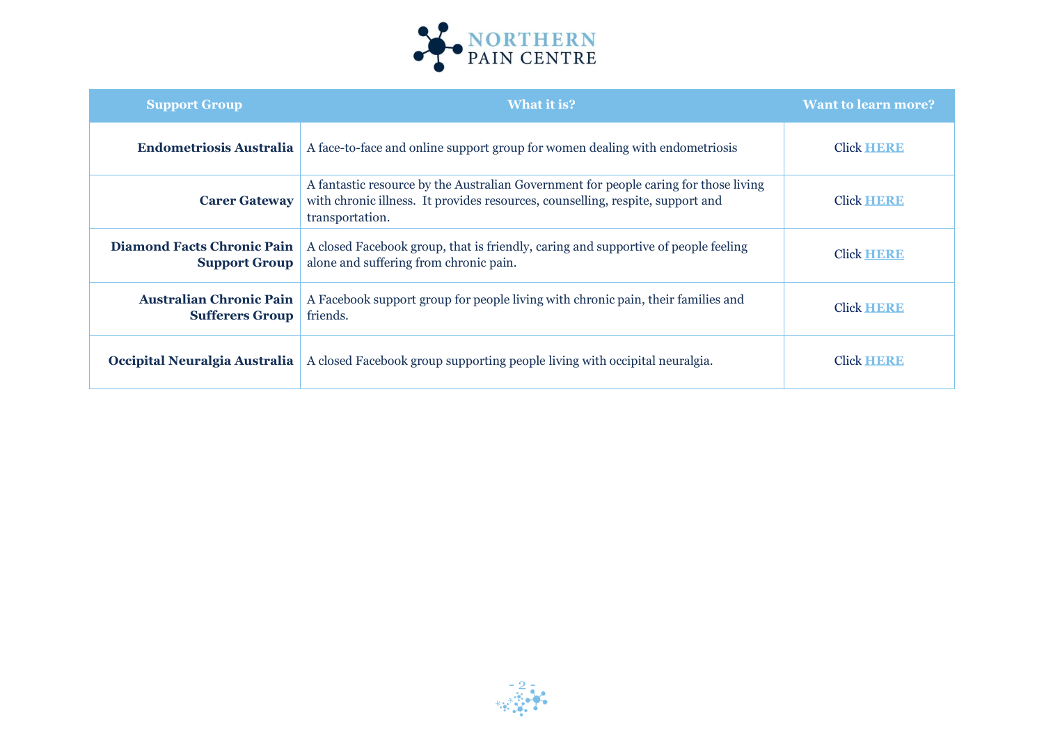| Support Group | What it is? | Want to learn more? |
|---|---|---|
| **Endometriosis Australia** | A face-to-face and online support group for women dealing with endometriosis | Click **HERE** |
| **Carer Gateway** | A fantastic resource by the Australian Government for people caring for those living with chronic illness. It provides resources, counselling, respite, support and transportation. | Click **HERE** |
| **Diamond Facts Chronic Pain Support Group** | A closed Facebook group, that is friendly, caring and supportive of people feeling alone and suffering from chronic pain. | Click **HERE** |
| **Australian Chronic Pain Sufferers Group** | A Facebook support group for people living with chronic pain, their families and friends. | Click **HERE** |
| **Occipital Neuralgia Australia** | A closed Facebook group supporting people living with occipital neuralgia. | Click **HERE** |